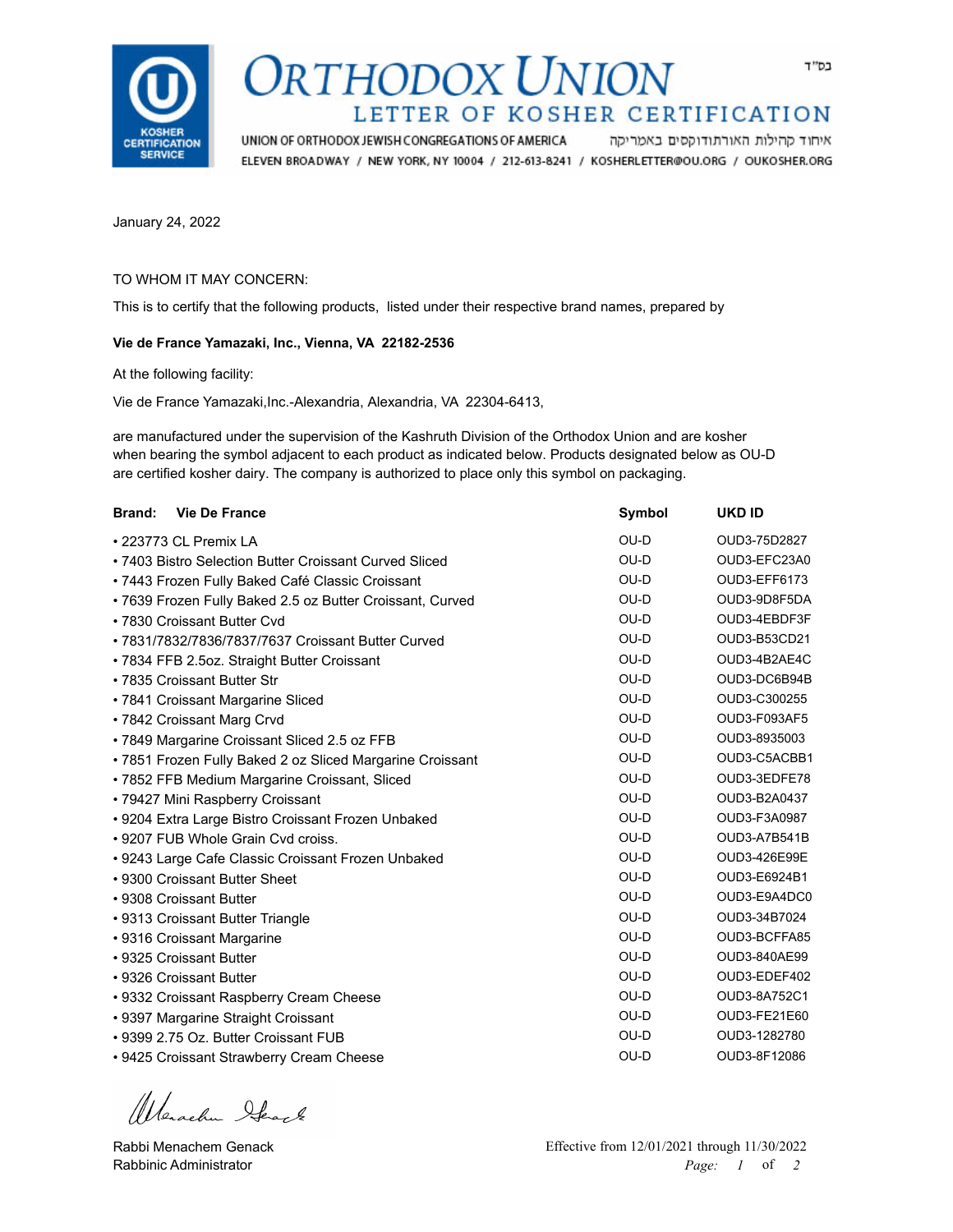בס"ד

# ORTHODOX UNION

## LETTER OF KOSHER CERTIFICATION

UNION OF ORTHODOX JEWISH CONGREGATIONS OF AMERICA איחוד קהילות האורתודוקסים באמריקה

ELEVEN BROADWAY / NEW YORK, NY 10004 / 212-613-8241 / KOSHERLETTER@OU.ORG / OUKOSHER.ORG

January 24, 2022

TO WHOM IT MAY CONCERN:

This is to certify that the following products, listed under their respective brand names, prepared by

**Vie de France Yamazaki, Inc., Vienna, VA 22182-2536**

At the following facility:

Vie de France Yamazaki,Inc.-Alexandria, Alexandria, VA 22304-6413,

are manufactured under the supervision of the Kashruth Division of the Orthodox Union and are kosher when bearing the symbol adjacent to each product as indicated below. Products designated below as OU-D are certified kosher dairy. The company is authorized to place only this symbol on packaging.

| **Brand: Vie De France** | **Symbol** | **UKD ID** |
|---|---|---|
| • 223773 CL Premix LA | OU-D | OUD3-75D2827 |
| • 7403 Bistro Selection Butter Croissant Curved Sliced | OU-D | OUD3-EFC23A0 |
| • 7443 Frozen Fully Baked Café Classic Croissant | OU-D | OUD3-EFF6173 |
| • 7639 Frozen Fully Baked 2.5 oz Butter Croissant, Curved | OU-D | OUD3-9D8F5DA |
| • 7830 Croissant Butter Cvd | OU-D | OUD3-4EBDF3F |
| • 7831/7832/7836/7837/7637 Croissant Butter Curved | OU-D | OUD3-B53CD21 |
| • 7834 FFB 2.5oz. Straight Butter Croissant | OU-D | OUD3-4B2AE4C |
| • 7835 Croissant Butter Str | OU-D | OUD3-DC6B94B |
| • 7841 Croissant Margarine Sliced | OU-D | OUD3-C300255 |
| • 7842 Croissant Marg Crvd | OU-D | OUD3-F093AF5 |
| • 7849 Margarine Croissant Sliced 2.5 oz FFB | OU-D | OUD3-8935003 |
| • 7851 Frozen Fully Baked 2 oz Sliced Margarine Croissant | OU-D | OUD3-C5ACBB1 |
| • 7852 FFB Medium Margarine Croissant, Sliced | OU-D | OUD3-3EDFE78 |
| • 79427 Mini Raspberry Croissant | OU-D | OUD3-B2A0437 |
| • 9204 Extra Large Bistro Croissant Frozen Unbaked | OU-D | OUD3-F3A0987 |
| • 9207 FUB Whole Grain Cvd croiss. | OU-D | OUD3-A7B541B |
| • 9243 Large Cafe Classic Croissant Frozen Unbaked | OU-D | OUD3-426E99E |
| • 9300 Croissant Butter Sheet | OU-D | OUD3-E6924B1 |
| • 9308 Croissant Butter | OU-D | OUD3-E9A4DC0 |
| • 9313 Croissant Butter Triangle | OU-D | OUD3-34B7024 |
| • 9316 Croissant Margarine | OU-D | OUD3-BCFFA85 |
| • 9325 Croissant Butter | OU-D | OUD3-840AE99 |
| • 9326 Croissant Butter | OU-D | OUD3-EDEF402 |
| • 9332 Croissant Raspberry Cream Cheese | OU-D | OUD3-8A752C1 |
| • 9397 Margarine Straight Croissant | OU-D | OUD3-FE21E60 |
| • 9399 2.75 Oz. Butter Croissant FUB | OU-D | OUD3-1282780 |
| • 9425 Croissant Strawberry Cream Cheese | OU-D | OUD3-8F12086 |

Rabbi Menachem Genack
Rabbinic Administrator

Effective from 12/01/2021 through 11/30/2022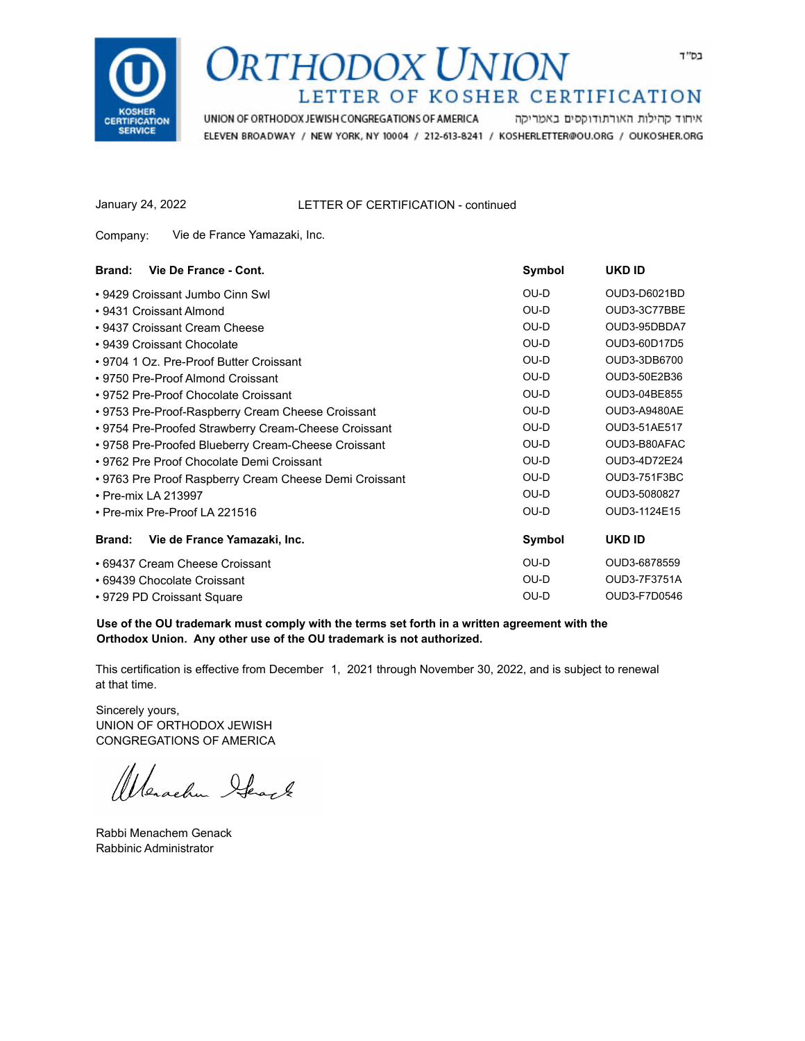# ORTHODOX UNION

## LETTER OF KOSHER CERTIFICATION

בס"ד

UNION OF ORTHODOX JEWISH CONGREGATIONS OF AMERICA איחוד קהילות האורתודוקסים באמריקה

ELEVEN BROADWAY / NEW YORK, NY 10004 / 212-613-8241 / KOSHERLETTER@OU.ORG / OUKOSHER.ORG

January 24, 2022 LETTER OF CERTIFICATION - continued

Company: Vie de France Yamazaki, Inc.

| **Brand: Vie De France - Cont.** | **Symbol** | **UKD ID** |
|---|---|---|
| • 9429 Croissant Jumbo Cinn Swl | OU-D | OUD3-D6021BD |
| • 9431 Croissant Almond | OU-D | OUD3-3C77BBE |
| • 9437 Croissant Cream Cheese | OU-D | OUD3-95DBDA7 |
| • 9439 Croissant Chocolate | OU-D | OUD3-60D17D5 |
| • 9704 1 Oz. Pre-Proof Butter Croissant | OU-D | OUD3-3DB6700 |
| • 9750 Pre-Proof Almond Croissant | OU-D | OUD3-50E2B36 |
| • 9752 Pre-Proof Chocolate Croissant | OU-D | OUD3-04BE855 |
| • 9753 Pre-Proof-Raspberry Cream Cheese Croissant | OU-D | OUD3-A9480AE |
| • 9754 Pre-Proofed Strawberry Cream-Cheese Croissant | OU-D | OUD3-51AE517 |
| • 9758 Pre-Proofed Blueberry Cream-Cheese Croissant | OU-D | OUD3-B80AFAC |
| • 9762 Pre Proof Chocolate Demi Croissant | OU-D | OUD3-4D72E24 |
| • 9763 Pre Proof Raspberry Cream Cheese Demi Croissant | OU-D | OUD3-751F3BC |
| • Pre-mix LA 213997 | OU-D | OUD3-5080827 |
| • Pre-mix Pre-Proof LA 221516 | OU-D | OUD3-1124E15 |

| **Brand: Vie de France Yamazaki, Inc.** | **Symbol** | **UKD ID** |
|---|---|---|
| • 69437 Cream Cheese Croissant | OU-D | OUD3-6878559 |
| • 69439 Chocolate Croissant | OU-D | OUD3-7F3751A |
| • 9729 PD Croissant Square | OU-D | OUD3-F7D0546 |

**Use of the OU trademark must comply with the terms set forth in a written agreement with the Orthodox Union. Any other use of the OU trademark is not authorized.**

This certification is effective from December 1, 2021 through November 30, 2022, and is subject to renewal at that time.

Sincerely yours,
UNION OF ORTHODOX JEWISH
CONGREGATIONS OF AMERICA

Rabbi Menachem Genack
Rabbinic Administrator